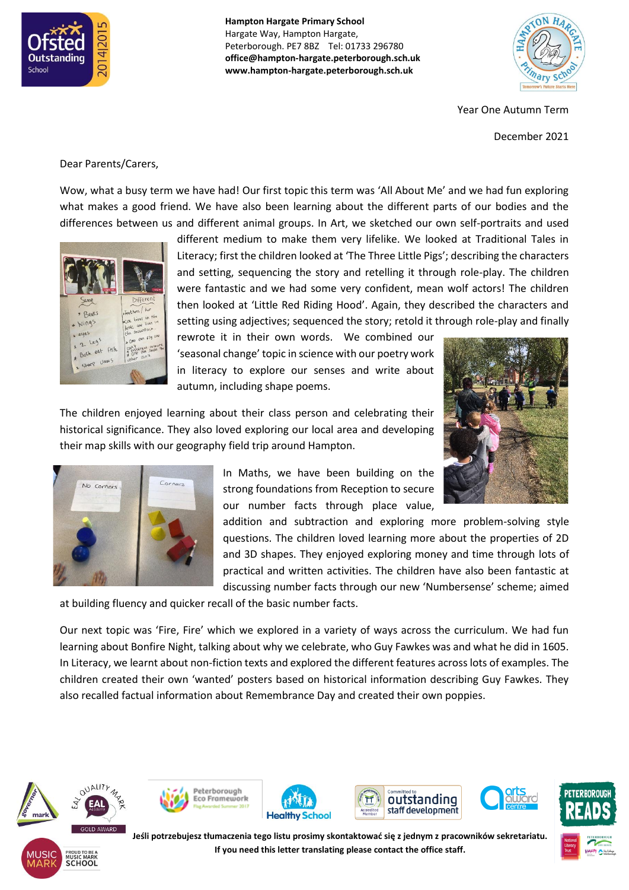**Hampton Hargate Primary School**
Hargate Way, Hampton Hargate,
Peterborough. PE7 8BZ Tel: 01733 296780
**office@hampton-hargate.peterborough.sch.uk**
**www.hampton-hargate.peterborough.sch.uk**

Year One Autumn Term

December 2021

Dear Parents/Carers,

Wow, what a busy term we have had! Our first topic this term was 'All About Me' and we had fun exploring what makes a good friend. We have also been learning about the different parts of our bodies and the differences between us and different animal groups. In Art, we sketched our own self-portraits and used different medium to make them very lifelike. We looked at Traditional Tales in Literacy; first the children looked at 'The Three Little Pigs'; describing the characters and setting, sequencing the story and retelling it through role-play. The children were fantastic and we had some very confident, mean wolf actors! The children then looked at 'Little Red Riding Hood'. Again, they described the characters and setting using adjectives; sequenced the story; retold it through role-play and finally rewrote it in their own words. We combined our 'seasonal change' topic in science with our poetry work in literacy to explore our senses and write about autumn, including shape poems.

The children enjoyed learning about their class person and celebrating their historical significance. They also loved exploring our local area and developing their map skills with our geography field trip around Hampton.

In Maths, we have been building on the strong foundations from Reception to secure our number facts through place value, addition and subtraction and exploring more problem-solving style questions. The children loved learning more about the properties of 2D and 3D shapes. They enjoyed exploring money and time through lots of practical and written activities. The children have also been fantastic at discussing number facts through our new 'Numbersense' scheme; aimed at building fluency and quicker recall of the basic number facts.

Our next topic was 'Fire, Fire' which we explored in a variety of ways across the curriculum. We had fun learning about Bonfire Night, talking about why we celebrate, who Guy Fawkes was and what he did in 1605. In Literacy, we learnt about non-fiction texts and explored the different features across lots of examples. The children created their own 'wanted' posters based on historical information describing Guy Fawkes. They also recalled factual information about Remembrance Day and created their own poppies.

**Jeśli potrzebujesz tłumaczenia tego listu prosimy skontaktować się z jednym z pracowników sekretariatu.**
**If you need this letter translating please contact the office staff.**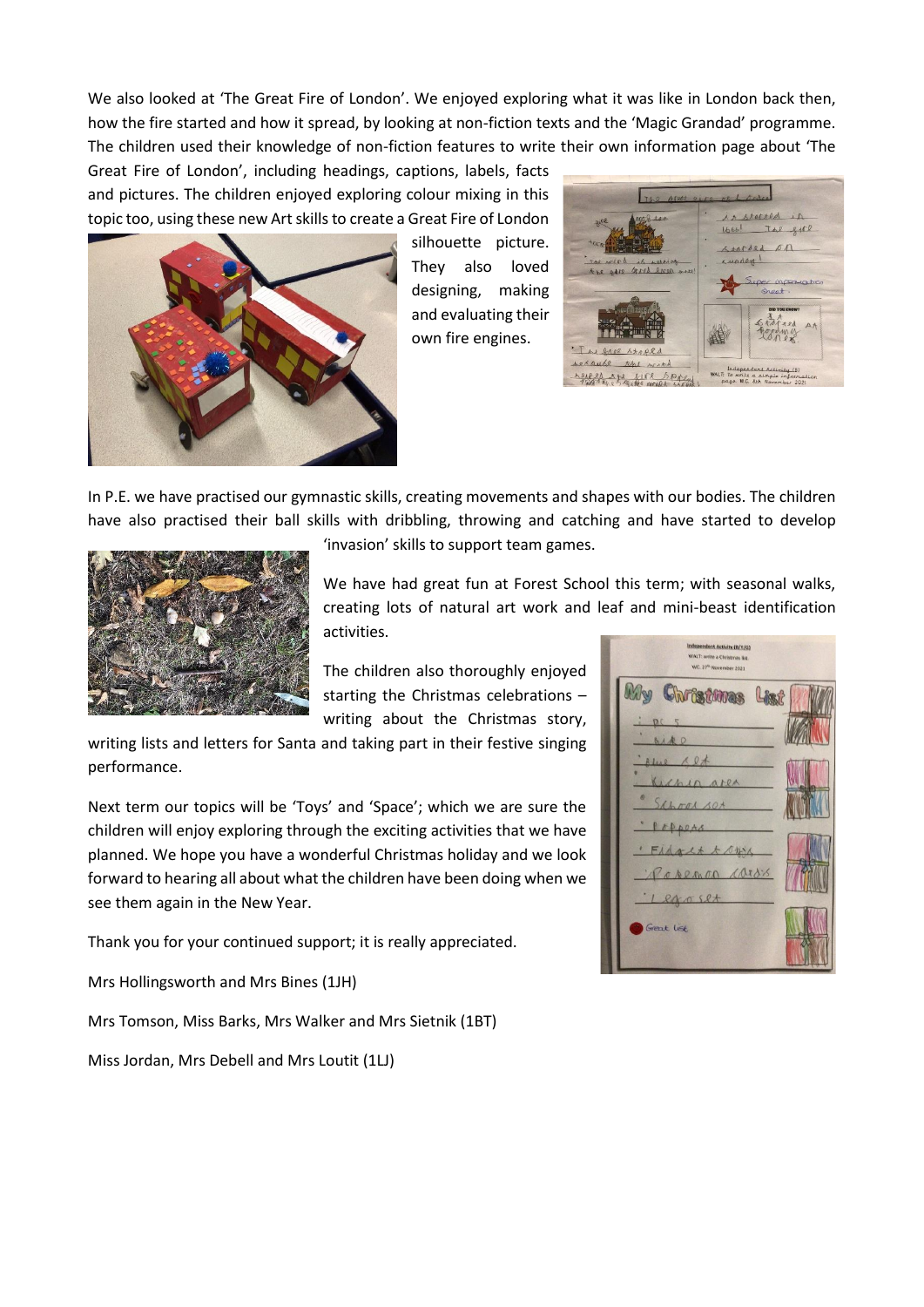We also looked at 'The Great Fire of London'. We enjoyed exploring what it was like in London back then, how the fire started and how it spread, by looking at non-fiction texts and the 'Magic Grandad' programme. The children used their knowledge of non-fiction features to write their own information page about 'The Great Fire of London', including headings, captions, labels, facts and pictures. The children enjoyed exploring colour mixing in this topic too, using these new Art skills to create a Great Fire of London silhouette picture. They also loved designing, making and evaluating their own fire engines.

In P.E. we have practised our gymnastic skills, creating movements and shapes with our bodies. The children have also practised their ball skills with dribbling, throwing and catching and have started to develop 'invasion' skills to support team games.

We have had great fun at Forest School this term; with seasonal walks, creating lots of natural art work and leaf and mini-beast identification activities.

The children also thoroughly enjoyed starting the Christmas celebrations – writing about the Christmas story, writing lists and letters for Santa and taking part in their festive singing performance.

Next term our topics will be 'Toys' and 'Space'; which we are sure the children will enjoy exploring through the exciting activities that we have planned. We hope you have a wonderful Christmas holiday and we look forward to hearing all about what the children have been doing when we see them again in the New Year.

Thank you for your continued support; it is really appreciated.

Mrs Hollingsworth and Mrs Bines (1JH)

Mrs Tomson, Miss Barks, Mrs Walker and Mrs Sietnik (1BT)

Miss Jordan, Mrs Debell and Mrs Loutit (1LJ)